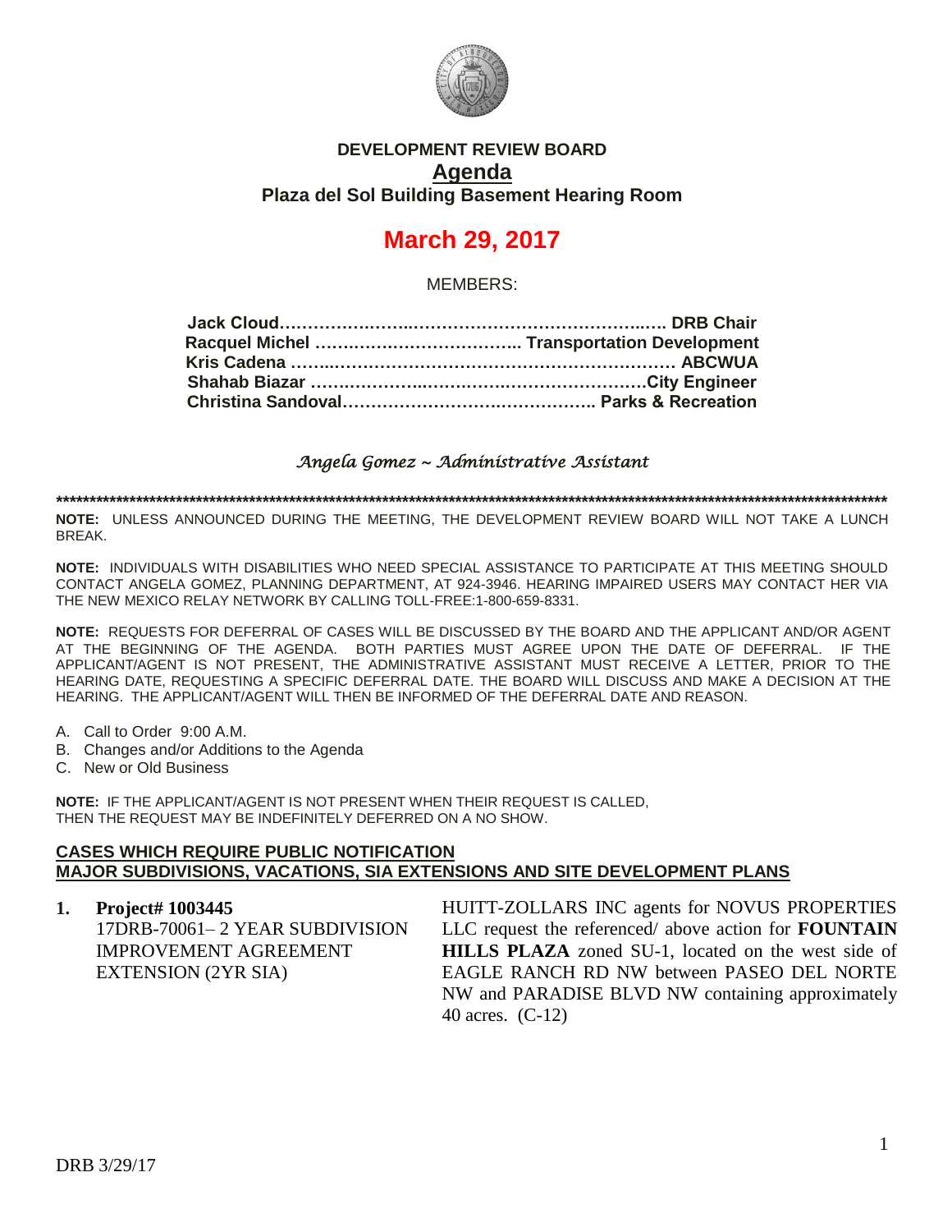**DEVELOPMENT REVIEW BOARD**

**Agenda**

**Plaza del Sol Building Basement Hearing Room**

# March 29, 2017

MEMBERS:

**Jack Cloud……………………………………………………….. DRB Chair**
**Racquel Michel ……………………………….. Transportation Development**
**Kris Cadena ………………………………………………………… ABCWUA**
**Shahab Biazar ………………………………………………….City Engineer**
**Christina Sandoval…………………………………….. Parks & Recreation**

*Angela Gomez ~ Administrative Assistant*

**********************************************************************************************************************************

**NOTE:** UNLESS ANNOUNCED DURING THE MEETING, THE DEVELOPMENT REVIEW BOARD WILL NOT TAKE A LUNCH BREAK.

**NOTE:** INDIVIDUALS WITH DISABILITIES WHO NEED SPECIAL ASSISTANCE TO PARTICIPATE AT THIS MEETING SHOULD CONTACT ANGELA GOMEZ, PLANNING DEPARTMENT, AT 924-3946. HEARING IMPAIRED USERS MAY CONTACT HER VIA THE NEW MEXICO RELAY NETWORK BY CALLING TOLL-FREE:1-800-659-8331.

**NOTE:** REQUESTS FOR DEFERRAL OF CASES WILL BE DISCUSSED BY THE BOARD AND THE APPLICANT AND/OR AGENT AT THE BEGINNING OF THE AGENDA. BOTH PARTIES MUST AGREE UPON THE DATE OF DEFERRAL. IF THE APPLICANT/AGENT IS NOT PRESENT, THE ADMINISTRATIVE ASSISTANT MUST RECEIVE A LETTER, PRIOR TO THE HEARING DATE, REQUESTING A SPECIFIC DEFERRAL DATE. THE BOARD WILL DISCUSS AND MAKE A DECISION AT THE HEARING. THE APPLICANT/AGENT WILL THEN BE INFORMED OF THE DEFERRAL DATE AND REASON.

A. Call to Order 9:00 A.M.
B. Changes and/or Additions to the Agenda
C. New or Old Business

**NOTE:** IF THE APPLICANT/AGENT IS NOT PRESENT WHEN THEIR REQUEST IS CALLED, THEN THE REQUEST MAY BE INDEFINITELY DEFERRED ON A NO SHOW.

**CASES WHICH REQUIRE PUBLIC NOTIFICATION**
**MAJOR SUBDIVISIONS, VACATIONS, SIA EXTENSIONS AND SITE DEVELOPMENT PLANS**

**1. Project# 1003445**
17DRB-70061– 2 YEAR SUBDIVISION IMPROVEMENT AGREEMENT EXTENSION (2YR SIA)

HUITT-ZOLLARS INC agents for NOVUS PROPERTIES LLC request the referenced/ above action for **FOUNTAIN HILLS PLAZA** zoned SU-1, located on the west side of EAGLE RANCH RD NW between PASEO DEL NORTE NW and PARADISE BLVD NW containing approximately 40 acres. (C-12)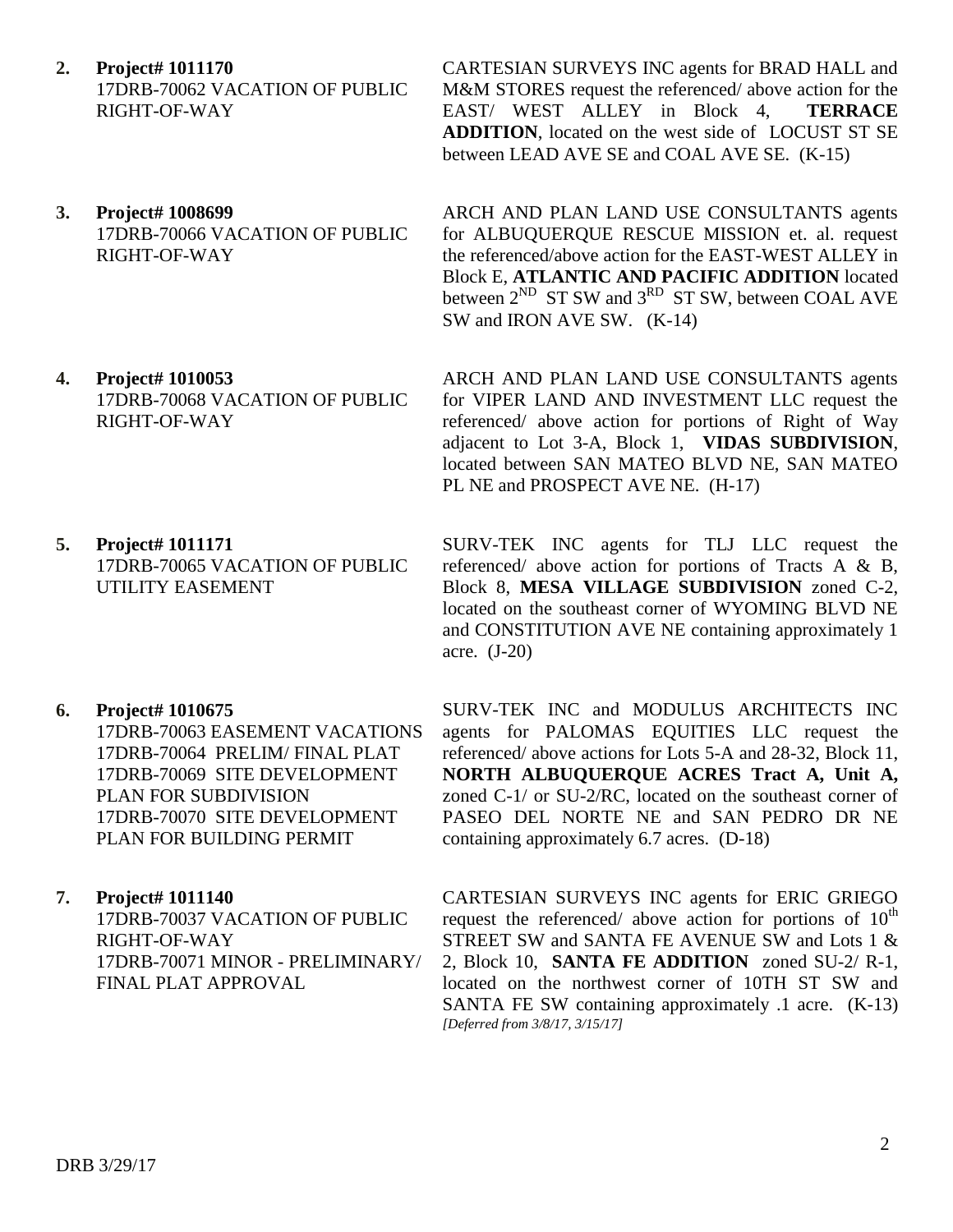**2.** **Project# 1011170**
17DRB-70062 VACATION OF PUBLIC RIGHT-OF-WAY

CARTESIAN SURVEYS INC agents for BRAD HALL and M&M STORES request the referenced/ above action for the EAST/ WEST ALLEY in Block 4, **TERRACE ADDITION**, located on the west side of LOCUST ST SE between LEAD AVE SE and COAL AVE SE. (K-15)

**3.** **Project# 1008699**
17DRB-70066 VACATION OF PUBLIC RIGHT-OF-WAY

ARCH AND PLAN LAND USE CONSULTANTS agents for ALBUQUERQUE RESCUE MISSION et. al. request the referenced/above action for the EAST-WEST ALLEY in Block E, **ATLANTIC AND PACIFIC ADDITION** located between 2ND ST SW and 3RD ST SW, between COAL AVE SW and IRON AVE SW. (K-14)

**4.** **Project# 1010053**
17DRB-70068 VACATION OF PUBLIC RIGHT-OF-WAY

ARCH AND PLAN LAND USE CONSULTANTS agents for VIPER LAND AND INVESTMENT LLC request the referenced/ above action for portions of Right of Way adjacent to Lot 3-A, Block 1, **VIDAS SUBDIVISION**, located between SAN MATEO BLVD NE, SAN MATEO PL NE and PROSPECT AVE NE. (H-17)

**5.** **Project# 1011171**
17DRB-70065 VACATION OF PUBLIC UTILITY EASEMENT

SURV-TEK INC agents for TLJ LLC request the referenced/ above action for portions of Tracts A & B, Block 8, **MESA VILLAGE SUBDIVISION** zoned C-2, located on the southeast corner of WYOMING BLVD NE and CONSTITUTION AVE NE containing approximately 1 acre. (J-20)

**6.** **Project# 1010675**
17DRB-70063 EASEMENT VACATIONS
17DRB-70064 PRELIM/ FINAL PLAT
17DRB-70069 SITE DEVELOPMENT PLAN FOR SUBDIVISION
17DRB-70070 SITE DEVELOPMENT PLAN FOR BUILDING PERMIT

SURV-TEK INC and MODULUS ARCHITECTS INC agents for PALOMAS EQUITIES LLC request the referenced/ above actions for Lots 5-A and 28-32, Block 11, **NORTH ALBUQUERQUE ACRES Tract A, Unit A,** zoned C-1/ or SU-2/RC, located on the southeast corner of PASEO DEL NORTE NE and SAN PEDRO DR NE containing approximately 6.7 acres. (D-18)

**7.** **Project# 1011140**
17DRB-70037 VACATION OF PUBLIC RIGHT-OF-WAY
17DRB-70071 MINOR - PRELIMINARY/ FINAL PLAT APPROVAL

CARTESIAN SURVEYS INC agents for ERIC GRIEGO request the referenced/ above action for portions of 10th STREET SW and SANTA FE AVENUE SW and Lots 1 & 2, Block 10, **SANTA FE ADDITION** zoned SU-2/ R-1, located on the northwest corner of 10TH ST SW and SANTA FE SW containing approximately .1 acre. (K-13) *[Deferred from 3/8/17, 3/15/17]*

DRB 3/29/17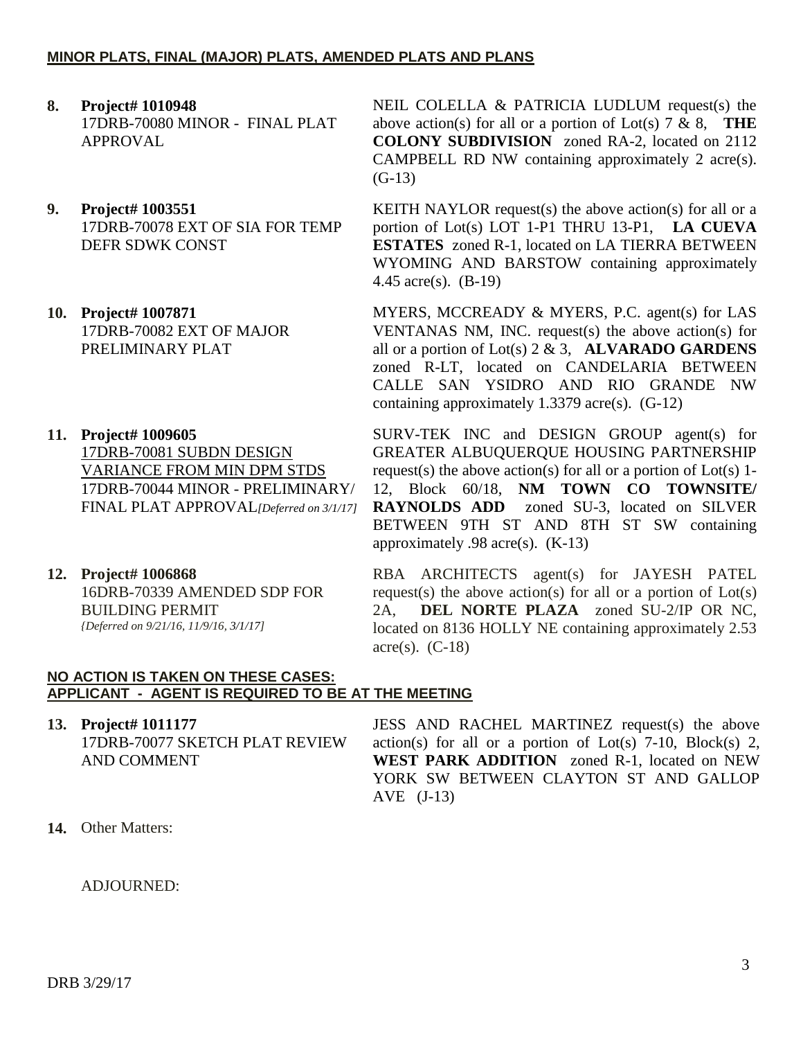**MINOR PLATS, FINAL (MAJOR) PLATS, AMENDED PLATS AND PLANS**

**8. Project# 1010948**
17DRB-70080 MINOR - FINAL PLAT APPROVAL

NEIL COLELLA & PATRICIA LUDLUM request(s) the above action(s) for all or a portion of Lot(s) 7 & 8, **THE COLONY SUBDIVISION** zoned RA-2, located on 2112 CAMPBELL RD NW containing approximately 2 acre(s). (G-13)

**9. Project# 1003551**
17DRB-70078 EXT OF SIA FOR TEMP DEFR SDWK CONST

KEITH NAYLOR request(s) the above action(s) for all or a portion of Lot(s) LOT 1-P1 THRU 13-P1, **LA CUEVA ESTATES** zoned R-1, located on LA TIERRA BETWEEN WYOMING AND BARSTOW containing approximately 4.45 acre(s). (B-19)

**10. Project# 1007871**
17DRB-70082 EXT OF MAJOR PRELIMINARY PLAT

MYERS, MCCREADY & MYERS, P.C. agent(s) for LAS VENTANAS NM, INC. request(s) the above action(s) for all or a portion of Lot(s) 2 & 3, **ALVARADO GARDENS** zoned R-LT, located on CANDELARIA BETWEEN CALLE SAN YSIDRO AND RIO GRANDE NW containing approximately 1.3379 acre(s). (G-12)

**11. Project# 1009605**
<u>17DRB-70081 SUBDN DESIGN VARIANCE FROM MIN DPM STDS</u>
17DRB-70044 MINOR - PRELIMINARY/ FINAL PLAT APPROVAL *[Deferred on 3/1/17]*

SURV-TEK INC and DESIGN GROUP agent(s) for GREATER ALBUQUERQUE HOUSING PARTNERSHIP request(s) the above action(s) for all or a portion of Lot(s) 1-12, Block 60/18, **NM TOWN CO TOWNSITE/ RAYNOLDS ADD** zoned SU-3, located on SILVER BETWEEN 9TH ST AND 8TH ST SW containing approximately .98 acre(s). (K-13)

**12. Project# 1006868**
16DRB-70339 AMENDED SDP FOR BUILDING PERMIT
*{Deferred on 9/21/16, 11/9/16, 3/1/17]*

RBA ARCHITECTS agent(s) for JAYESH PATEL request(s) the above action(s) for all or a portion of Lot(s) 2A, **DEL NORTE PLAZA** zoned SU-2/IP OR NC, located on 8136 HOLLY NE containing approximately 2.53 acre(s). (C-18)

**NO ACTION IS TAKEN ON THESE CASES:**
**APPLICANT - AGENT IS REQUIRED TO BE AT THE MEETING**

**13. Project# 1011177**
17DRB-70077 SKETCH PLAT REVIEW AND COMMENT

JESS AND RACHEL MARTINEZ request(s) the above action(s) for all or a portion of Lot(s) 7-10, Block(s) 2, **WEST PARK ADDITION** zoned R-1, located on NEW YORK SW BETWEEN CLAYTON ST AND GALLOP AVE (J-13)

**14.** Other Matters:

ADJOURNED: